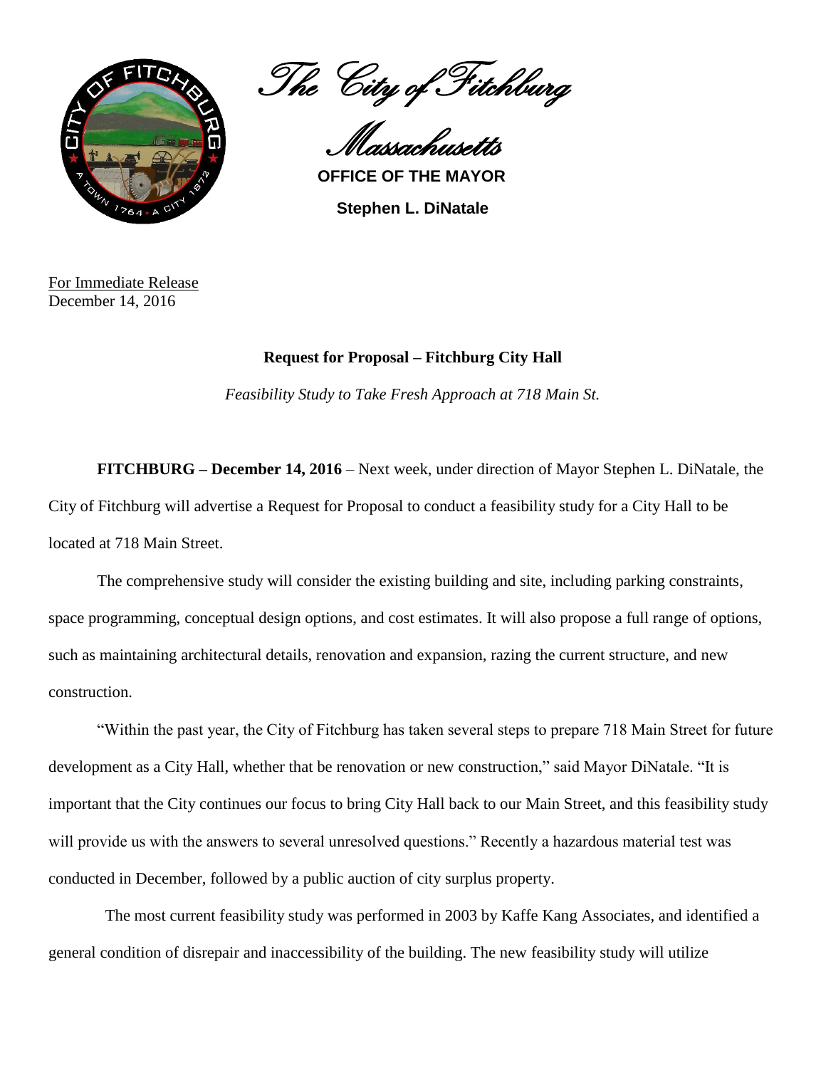*The City of Fitchburg*

*Massachusetts*

**OFFICE OF THE MAYOR**

**Stephen L. DiNatale**

For Immediate Release
December 14, 2016

**Request for Proposal – Fitchburg City Hall**

*Feasibility Study to Take Fresh Approach at 718 Main St.*

**FITCHBURG – December 14, 2016** – Next week, under direction of Mayor Stephen L. DiNatale, the City of Fitchburg will advertise a Request for Proposal to conduct a feasibility study for a City Hall to be located at 718 Main Street.

The comprehensive study will consider the existing building and site, including parking constraints, space programming, conceptual design options, and cost estimates. It will also propose a full range of options, such as maintaining architectural details, renovation and expansion, razing the current structure, and new construction.

"Within the past year, the City of Fitchburg has taken several steps to prepare 718 Main Street for future development as a City Hall, whether that be renovation or new construction," said Mayor DiNatale. "It is important that the City continues our focus to bring City Hall back to our Main Street, and this feasibility study will provide us with the answers to several unresolved questions." Recently a hazardous material test was conducted in December, followed by a public auction of city surplus property.

The most current feasibility study was performed in 2003 by Kaffe Kang Associates, and identified a general condition of disrepair and inaccessibility of the building. The new feasibility study will utilize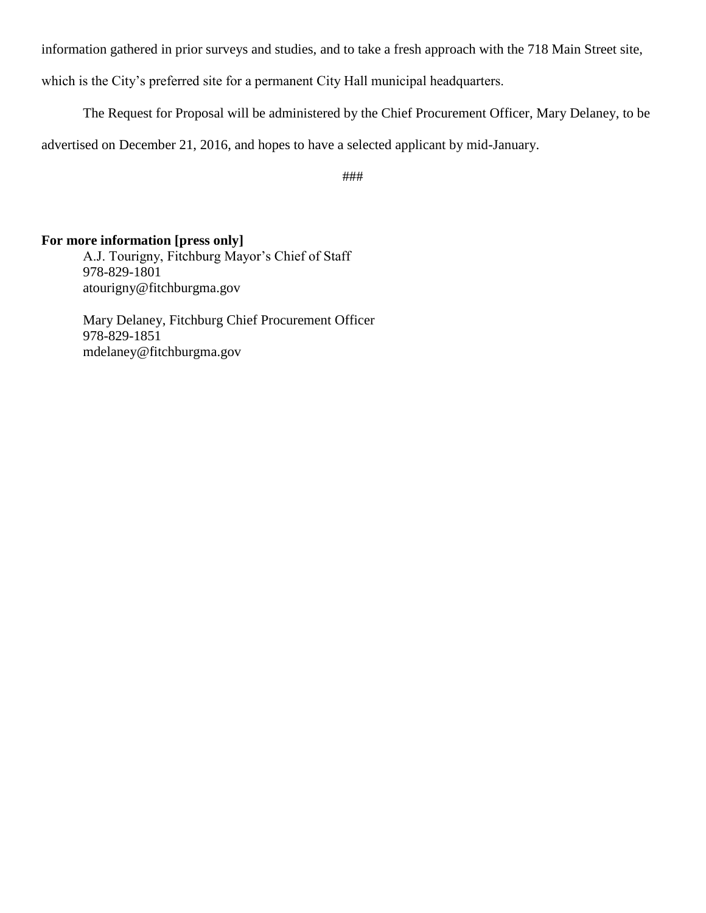information gathered in prior surveys and studies, and to take a fresh approach with the 718 Main Street site, which is the City's preferred site for a permanent City Hall municipal headquarters.

The Request for Proposal will be administered by the Chief Procurement Officer, Mary Delaney, to be advertised on December 21, 2016, and hopes to have a selected applicant by mid-January.

###

**For more information [press only]**

A.J. Tourigny, Fitchburg Mayor's Chief of Staff
978-829-1801
atourigny@fitchburgma.gov

Mary Delaney, Fitchburg Chief Procurement Officer
978-829-1851
mdelaney@fitchburgma.gov